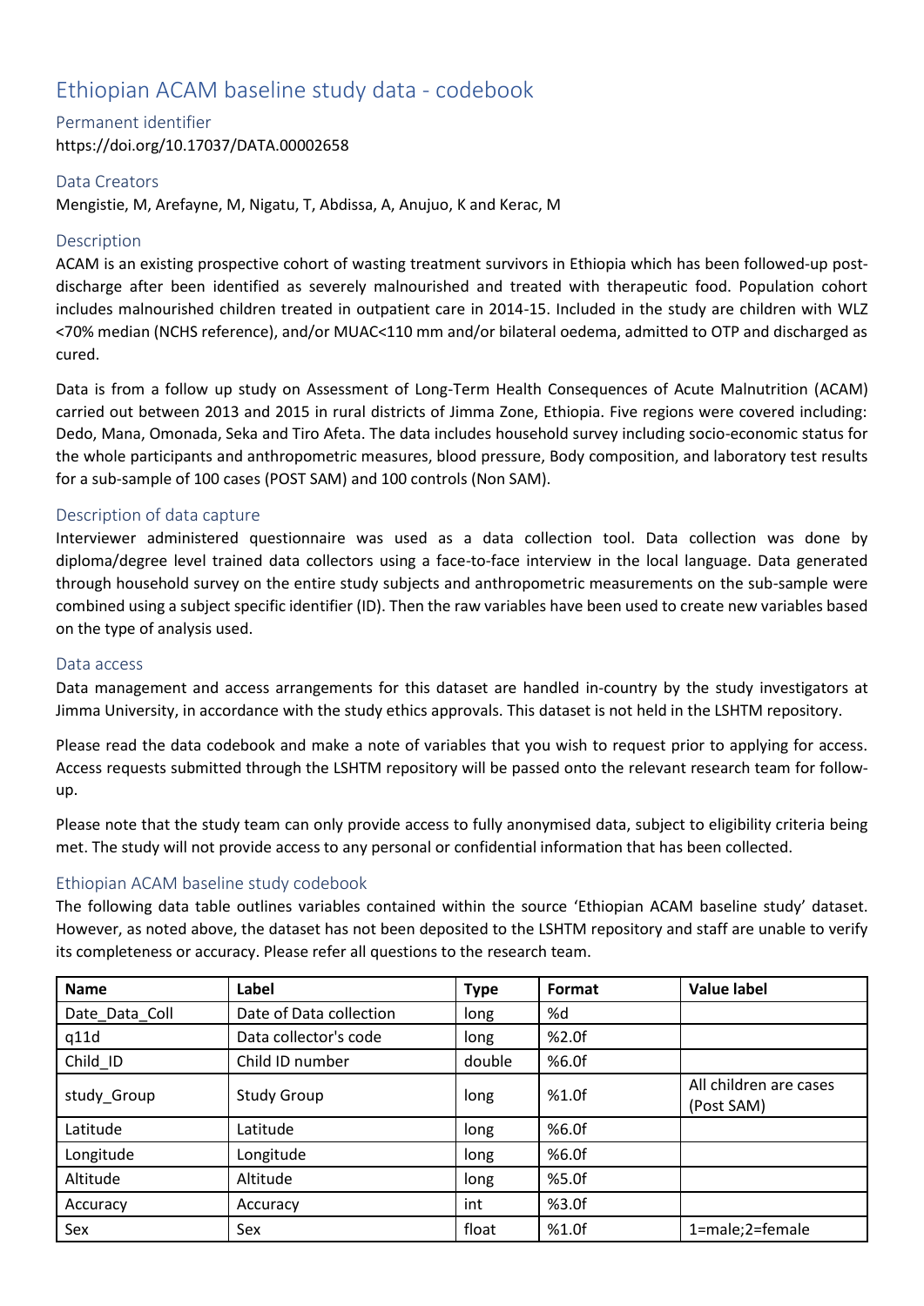# Ethiopian ACAM baseline study data - codebook

## Permanent identifier

https://doi.org/10.17037/DATA.00002658

## Data Creators

Mengistie, M, Arefayne, M, Nigatu, T, Abdissa, A, Anujuo, K and Kerac, M

## Description

ACAM is an existing prospective cohort of wasting treatment survivors in Ethiopia which has been followed-up post-discharge after been identified as severely malnourished and treated with therapeutic food. Population cohort includes malnourished children treated in outpatient care in 2014-15. Included in the study are children with WLZ <70% median (NCHS reference), and/or MUAC<110 mm and/or bilateral oedema, admitted to OTP and discharged as cured.

Data is from a follow up study on Assessment of Long-Term Health Consequences of Acute Malnutrition (ACAM) carried out between 2013 and 2015 in rural districts of Jimma Zone, Ethiopia. Five regions were covered including: Dedo, Mana, Omonada, Seka and Tiro Afeta. The data includes household survey including socio-economic status for the whole participants and anthropometric measures, blood pressure, Body composition, and laboratory test results for a sub-sample of 100 cases (POST SAM) and 100 controls (Non SAM).

## Description of data capture

Interviewer administered questionnaire was used as a data collection tool. Data collection was done by diploma/degree level trained data collectors using a face-to-face interview in the local language. Data generated through household survey on the entire study subjects and anthropometric measurements on the sub-sample were combined using a subject specific identifier (ID). Then the raw variables have been used to create new variables based on the type of analysis used.

## Data access

Data management and access arrangements for this dataset are handled in-country by the study investigators at Jimma University, in accordance with the study ethics approvals. This dataset is not held in the LSHTM repository.

Please read the data codebook and make a note of variables that you wish to request prior to applying for access. Access requests submitted through the LSHTM repository will be passed onto the relevant research team for follow-up.

Please note that the study team can only provide access to fully anonymised data, subject to eligibility criteria being met. The study will not provide access to any personal or confidential information that has been collected.

## Ethiopian ACAM baseline study codebook

The following data table outlines variables contained within the source 'Ethiopian ACAM baseline study' dataset. However, as noted above, the dataset has not been deposited to the LSHTM repository and staff are unable to verify its completeness or accuracy. Please refer all questions to the research team.

| Name | Label | Type | Format | Value label |
|---|---|---|---|---|
| Date_Data_Coll | Date of Data collection | long | %d | |
| q11d | Data collector's code | long | %2.0f | |
| Child_ID | Child ID number | double | %6.0f | |
| study_Group | Study Group | long | %1.0f | All children are cases (Post SAM) |
| Latitude | Latitude | long | %6.0f | |
| Longitude | Longitude | long | %6.0f | |
| Altitude | Altitude | long | %5.0f | |
| Accuracy | Accuracy | int | %3.0f | |
| Sex | Sex | float | %1.0f | 1=male;2=female |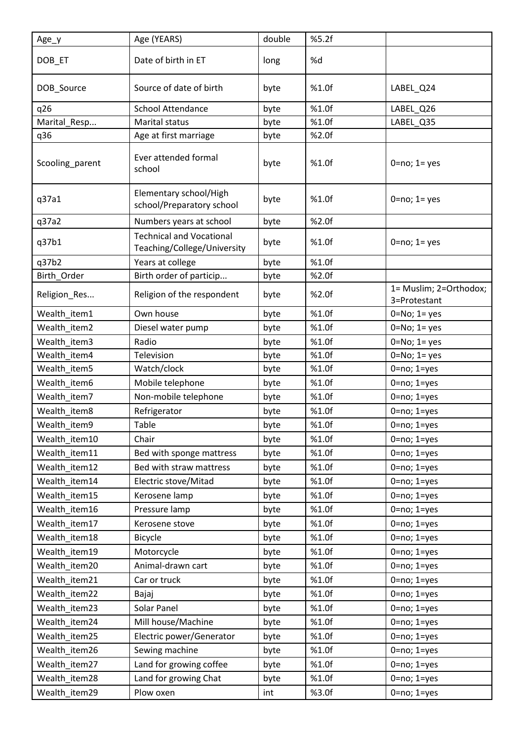| | | | | |
|---|---|---|---|---|
| Age_y | Age (YEARS) | double | %5.2f | |
| DOB_ET | Date of birth in ET | long | %d | |
| DOB_Source | Source of date of birth | byte | %1.0f | LABEL_Q24 |
| q26 | School Attendance | byte | %1.0f | LABEL_Q26 |
| Marital_Resp... | Marital status | byte | %1.0f | LABEL_Q35 |
| q36 | Age at first marriage | byte | %2.0f | |
| Scooling_parent | Ever attended formal school | byte | %1.0f | 0=no; 1= yes |
| q37a1 | Elementary school/High school/Preparatory school | byte | %1.0f | 0=no; 1= yes |
| q37a2 | Numbers years at school | byte | %2.0f | |
| q37b1 | Technical and Vocational Teaching/College/University | byte | %1.0f | 0=no; 1= yes |
| q37b2 | Years at college | byte | %1.0f | |
| Birth_Order | Birth order of particip... | byte | %2.0f | |
| Religion_Res... | Religion of the respondent | byte | %2.0f | 1= Muslim; 2=Orthodox; 3=Protestant |
| Wealth_item1 | Own house | byte | %1.0f | 0=No; 1= yes |
| Wealth_item2 | Diesel water pump | byte | %1.0f | 0=No; 1= yes |
| Wealth_item3 | Radio | byte | %1.0f | 0=No; 1= yes |
| Wealth_item4 | Television | byte | %1.0f | 0=No; 1= yes |
| Wealth_item5 | Watch/clock | byte | %1.0f | 0=no; 1=yes |
| Wealth_item6 | Mobile telephone | byte | %1.0f | 0=no; 1=yes |
| Wealth_item7 | Non-mobile telephone | byte | %1.0f | 0=no; 1=yes |
| Wealth_item8 | Refrigerator | byte | %1.0f | 0=no; 1=yes |
| Wealth_item9 | Table | byte | %1.0f | 0=no; 1=yes |
| Wealth_item10 | Chair | byte | %1.0f | 0=no; 1=yes |
| Wealth_item11 | Bed with sponge mattress | byte | %1.0f | 0=no; 1=yes |
| Wealth_item12 | Bed with straw mattress | byte | %1.0f | 0=no; 1=yes |
| Wealth_item14 | Electric stove/Mitad | byte | %1.0f | 0=no; 1=yes |
| Wealth_item15 | Kerosene lamp | byte | %1.0f | 0=no; 1=yes |
| Wealth_item16 | Pressure lamp | byte | %1.0f | 0=no; 1=yes |
| Wealth_item17 | Kerosene stove | byte | %1.0f | 0=no; 1=yes |
| Wealth_item18 | Bicycle | byte | %1.0f | 0=no; 1=yes |
| Wealth_item19 | Motorcycle | byte | %1.0f | 0=no; 1=yes |
| Wealth_item20 | Animal-drawn cart | byte | %1.0f | 0=no; 1=yes |
| Wealth_item21 | Car or truck | byte | %1.0f | 0=no; 1=yes |
| Wealth_item22 | Bajaj | byte | %1.0f | 0=no; 1=yes |
| Wealth_item23 | Solar Panel | byte | %1.0f | 0=no; 1=yes |
| Wealth_item24 | Mill house/Machine | byte | %1.0f | 0=no; 1=yes |
| Wealth_item25 | Electric power/Generator | byte | %1.0f | 0=no; 1=yes |
| Wealth_item26 | Sewing machine | byte | %1.0f | 0=no; 1=yes |
| Wealth_item27 | Land for growing coffee | byte | %1.0f | 0=no; 1=yes |
| Wealth_item28 | Land for growing Chat | byte | %1.0f | 0=no; 1=yes |
| Wealth_item29 | Plow oxen | int | %3.0f | 0=no; 1=yes |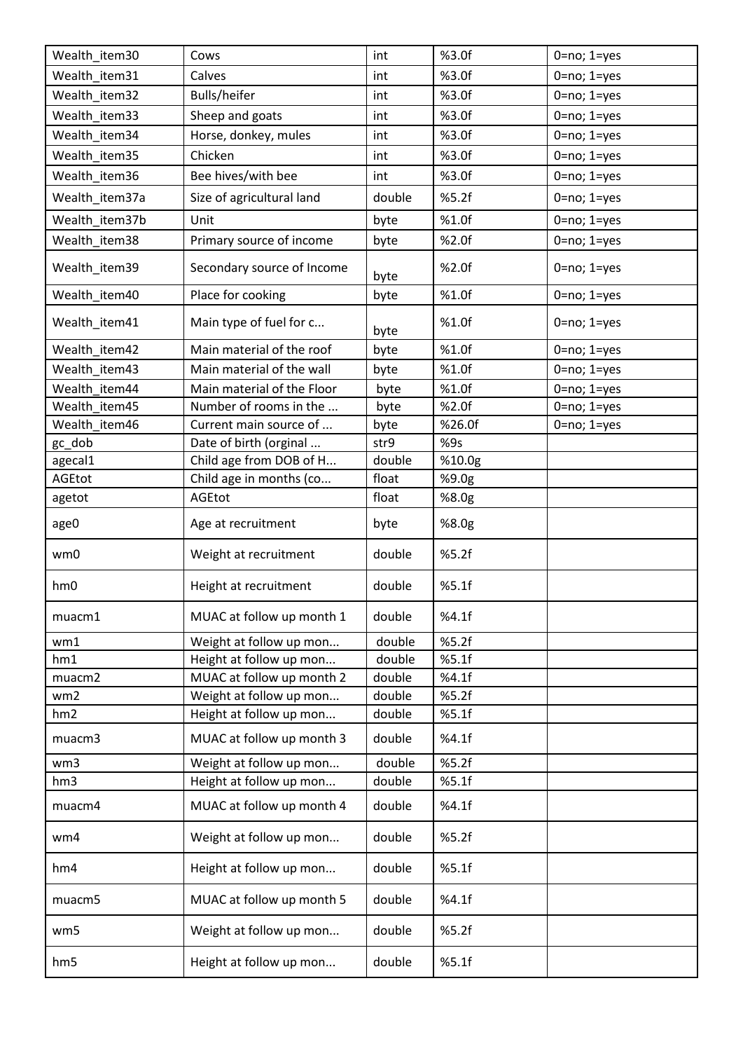| Wealth_item30 | Cows | int | %3.0f | 0=no; 1=yes |
|---|---|---|---|---|
| Wealth_item31 | Calves | int | %3.0f | 0=no; 1=yes |
| Wealth_item32 | Bulls/heifer | int | %3.0f | 0=no; 1=yes |
| Wealth_item33 | Sheep and goats | int | %3.0f | 0=no; 1=yes |
| Wealth_item34 | Horse, donkey, mules | int | %3.0f | 0=no; 1=yes |
| Wealth_item35 | Chicken | int | %3.0f | 0=no; 1=yes |
| Wealth_item36 | Bee hives/with bee | int | %3.0f | 0=no; 1=yes |
| Wealth_item37a | Size of agricultural land | double | %5.2f | 0=no; 1=yes |
| Wealth_item37b | Unit | byte | %1.0f | 0=no; 1=yes |
| Wealth_item38 | Primary source of income | byte | %2.0f | 0=no; 1=yes |
| Wealth_item39 | Secondary source of Income | byte | %2.0f | 0=no; 1=yes |
| Wealth_item40 | Place for cooking | byte | %1.0f | 0=no; 1=yes |
| Wealth_item41 | Main type of fuel for c... | byte | %1.0f | 0=no; 1=yes |
| Wealth_item42 | Main material of the roof | byte | %1.0f | 0=no; 1=yes |
| Wealth_item43 | Main material of the wall | byte | %1.0f | 0=no; 1=yes |
| Wealth_item44 | Main material of the Floor | byte | %1.0f | 0=no; 1=yes |
| Wealth_item45 | Number of rooms in the ... | byte | %2.0f | 0=no; 1=yes |
| Wealth_item46 | Current main source of ... | byte | %26.0f | 0=no; 1=yes |
| gc_dob | Date of birth (orginal ... | str9 | %9s | |
| agecal1 | Child age from DOB of H... | double | %10.0g | |
| AGEtot | Child age in months (co... | float | %9.0g | |
| agetot | AGEtot | float | %8.0g | |
| age0 | Age at recruitment | byte | %8.0g | |
| wm0 | Weight at recruitment | double | %5.2f | |
| hm0 | Height at recruitment | double | %5.1f | |
| muacm1 | MUAC at follow up month 1 | double | %4.1f | |
| wm1 | Weight at follow up mon... | double | %5.2f | |
| hm1 | Height at follow up mon... | double | %5.1f | |
| muacm2 | MUAC at follow up month 2 | double | %4.1f | |
| wm2 | Weight at follow up mon... | double | %5.2f | |
| hm2 | Height at follow up mon... | double | %5.1f | |
| muacm3 | MUAC at follow up month 3 | double | %4.1f | |
| wm3 | Weight at follow up mon... | double | %5.2f | |
| hm3 | Height at follow up mon... | double | %5.1f | |
| muacm4 | MUAC at follow up month 4 | double | %4.1f | |
| wm4 | Weight at follow up mon... | double | %5.2f | |
| hm4 | Height at follow up mon... | double | %5.1f | |
| muacm5 | MUAC at follow up month 5 | double | %4.1f | |
| wm5 | Weight at follow up mon... | double | %5.2f | |
| hm5 | Height at follow up mon... | double | %5.1f | |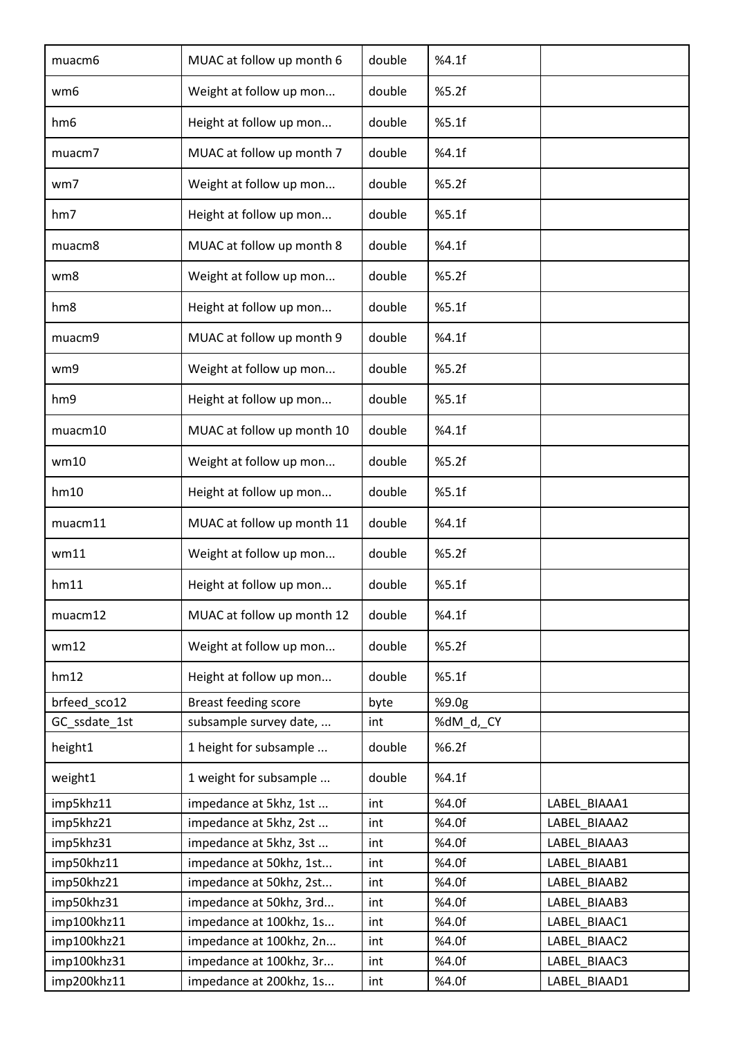| muacm6 | MUAC at follow up month 6 | double | %4.1f | |
|---|---|---|---|---|
| wm6 | Weight at follow up mon... | double | %5.2f | |
| hm6 | Height at follow up mon... | double | %5.1f | |
| muacm7 | MUAC at follow up month 7 | double | %4.1f | |
| wm7 | Weight at follow up mon... | double | %5.2f | |
| hm7 | Height at follow up mon... | double | %5.1f | |
| muacm8 | MUAC at follow up month 8 | double | %4.1f | |
| wm8 | Weight at follow up mon... | double | %5.2f | |
| hm8 | Height at follow up mon... | double | %5.1f | |
| muacm9 | MUAC at follow up month 9 | double | %4.1f | |
| wm9 | Weight at follow up mon... | double | %5.2f | |
| hm9 | Height at follow up mon... | double | %5.1f | |
| muacm10 | MUAC at follow up month 10 | double | %4.1f | |
| wm10 | Weight at follow up mon... | double | %5.2f | |
| hm10 | Height at follow up mon... | double | %5.1f | |
| muacm11 | MUAC at follow up month 11 | double | %4.1f | |
| wm11 | Weight at follow up mon... | double | %5.2f | |
| hm11 | Height at follow up mon... | double | %5.1f | |
| muacm12 | MUAC at follow up month 12 | double | %4.1f | |
| wm12 | Weight at follow up mon... | double | %5.2f | |
| hm12 | Height at follow up mon... | double | %5.1f | |
| brfeed_sco12 | Breast feeding score | byte | %9.0g | |
| GC_ssdate_1st | subsample survey date, ... | int | %dM_d,_CY | |
| height1 | 1 height for subsample ... | double | %6.2f | |
| weight1 | 1 weight for subsample ... | double | %4.1f | |
| imp5khz11 | impedance at 5khz, 1st ... | int | %4.0f | LABEL_BIAAA1 |
| imp5khz21 | impedance at 5khz, 2st ... | int | %4.0f | LABEL_BIAAA2 |
| imp5khz31 | impedance at 5khz, 3st ... | int | %4.0f | LABEL_BIAAA3 |
| imp50khz11 | impedance at 50khz, 1st... | int | %4.0f | LABEL_BIAAB1 |
| imp50khz21 | impedance at 50khz, 2st... | int | %4.0f | LABEL_BIAAB2 |
| imp50khz31 | impedance at 50khz, 3rd... | int | %4.0f | LABEL_BIAAB3 |
| imp100khz11 | impedance at 100khz, 1s... | int | %4.0f | LABEL_BIAAC1 |
| imp100khz21 | impedance at 100khz, 2n... | int | %4.0f | LABEL_BIAAC2 |
| imp100khz31 | impedance at 100khz, 3r... | int | %4.0f | LABEL_BIAAC3 |
| imp200khz11 | impedance at 200khz, 1s... | int | %4.0f | LABEL_BIAAD1 |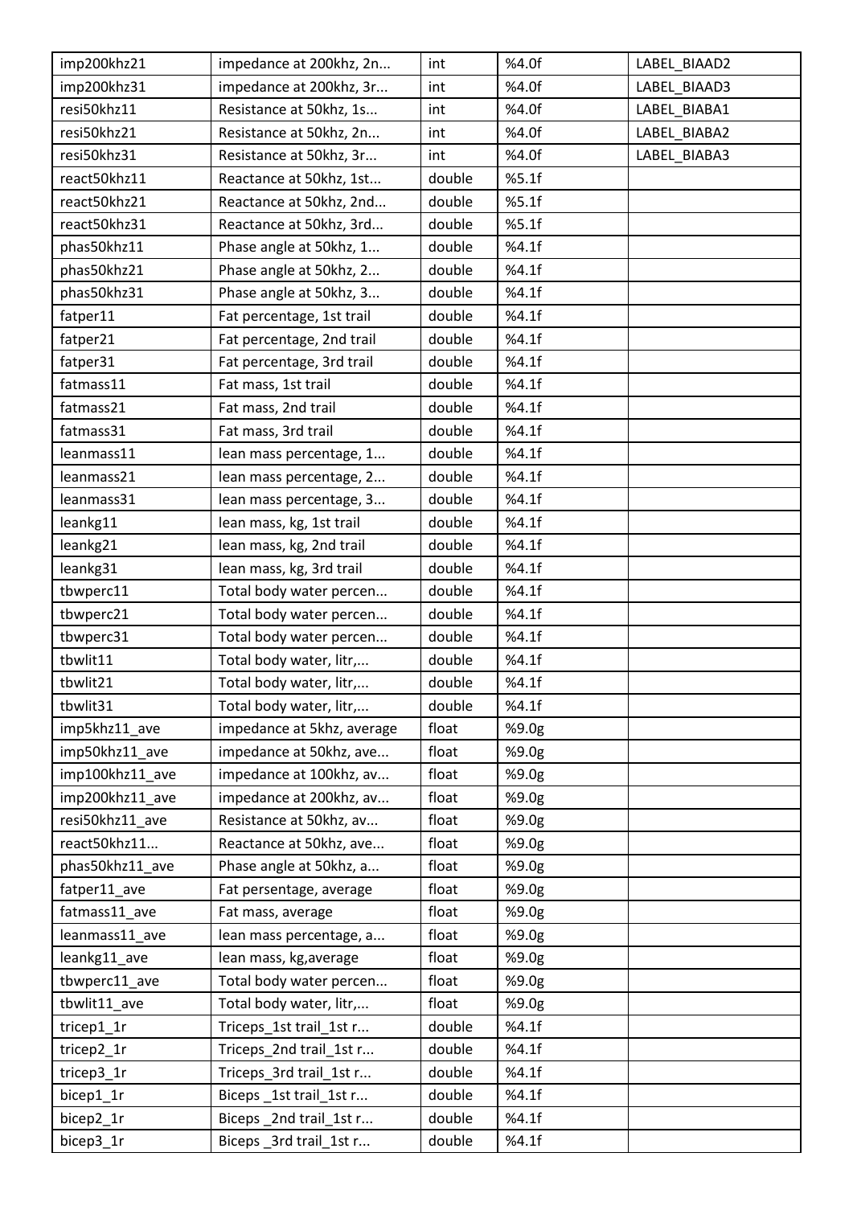| imp200khz21 | impedance at 200khz, 2n... | int | %4.0f | LABEL_BIAAD2 |
|---|---|---|---|---|
| imp200khz31 | impedance at 200khz, 3r... | int | %4.0f | LABEL_BIAAD3 |
| resi50khz11 | Resistance at 50khz, 1s... | int | %4.0f | LABEL_BIABA1 |
| resi50khz21 | Resistance at 50khz, 2n... | int | %4.0f | LABEL_BIABA2 |
| resi50khz31 | Resistance at 50khz, 3r... | int | %4.0f | LABEL_BIABA3 |
| react50khz11 | Reactance at 50khz, 1st... | double | %5.1f | |
| react50khz21 | Reactance at 50khz, 2nd... | double | %5.1f | |
| react50khz31 | Reactance at 50khz, 3rd... | double | %5.1f | |
| phas50khz11 | Phase angle at 50khz, 1... | double | %4.1f | |
| phas50khz21 | Phase angle at 50khz, 2... | double | %4.1f | |
| phas50khz31 | Phase angle at 50khz, 3... | double | %4.1f | |
| fatper11 | Fat percentage, 1st trail | double | %4.1f | |
| fatper21 | Fat percentage, 2nd trail | double | %4.1f | |
| fatper31 | Fat percentage, 3rd trail | double | %4.1f | |
| fatmass11 | Fat mass, 1st trail | double | %4.1f | |
| fatmass21 | Fat mass, 2nd trail | double | %4.1f | |
| fatmass31 | Fat mass, 3rd trail | double | %4.1f | |
| leanmass11 | lean mass percentage, 1... | double | %4.1f | |
| leanmass21 | lean mass percentage, 2... | double | %4.1f | |
| leanmass31 | lean mass percentage, 3... | double | %4.1f | |
| leankg11 | lean mass, kg, 1st trail | double | %4.1f | |
| leankg21 | lean mass, kg, 2nd trail | double | %4.1f | |
| leankg31 | lean mass, kg, 3rd trail | double | %4.1f | |
| tbwperc11 | Total body water percen... | double | %4.1f | |
| tbwperc21 | Total body water percen... | double | %4.1f | |
| tbwperc31 | Total body water percen... | double | %4.1f | |
| tbwlit11 | Total body water, litr,... | double | %4.1f | |
| tbwlit21 | Total body water, litr,... | double | %4.1f | |
| tbwlit31 | Total body water, litr,... | double | %4.1f | |
| imp5khz11_ave | impedance at 5khz, average | float | %9.0g | |
| imp50khz11_ave | impedance at 50khz, ave... | float | %9.0g | |
| imp100khz11_ave | impedance at 100khz, av... | float | %9.0g | |
| imp200khz11_ave | impedance at 200khz, av... | float | %9.0g | |
| resi50khz11_ave | Resistance at 50khz, av... | float | %9.0g | |
| react50khz11... | Reactance at 50khz, ave... | float | %9.0g | |
| phas50khz11_ave | Phase angle at 50khz, a... | float | %9.0g | |
| fatper11_ave | Fat persentage, average | float | %9.0g | |
| fatmass11_ave | Fat mass, average | float | %9.0g | |
| leanmass11_ave | lean mass percentage, a... | float | %9.0g | |
| leankg11_ave | lean mass, kg,average | float | %9.0g | |
| tbwperc11_ave | Total body water percen... | float | %9.0g | |
| tbwlit11_ave | Total body water, litr,... | float | %9.0g | |
| tricep1_1r | Triceps_1st trail_1st r... | double | %4.1f | |
| tricep2_1r | Triceps_2nd trail_1st r... | double | %4.1f | |
| tricep3_1r | Triceps_3rd trail_1st r... | double | %4.1f | |
| bicep1_1r | Biceps _1st trail_1st r... | double | %4.1f | |
| bicep2_1r | Biceps _2nd trail_1st r... | double | %4.1f | |
| bicep3_1r | Biceps _3rd trail_1st r... | double | %4.1f | |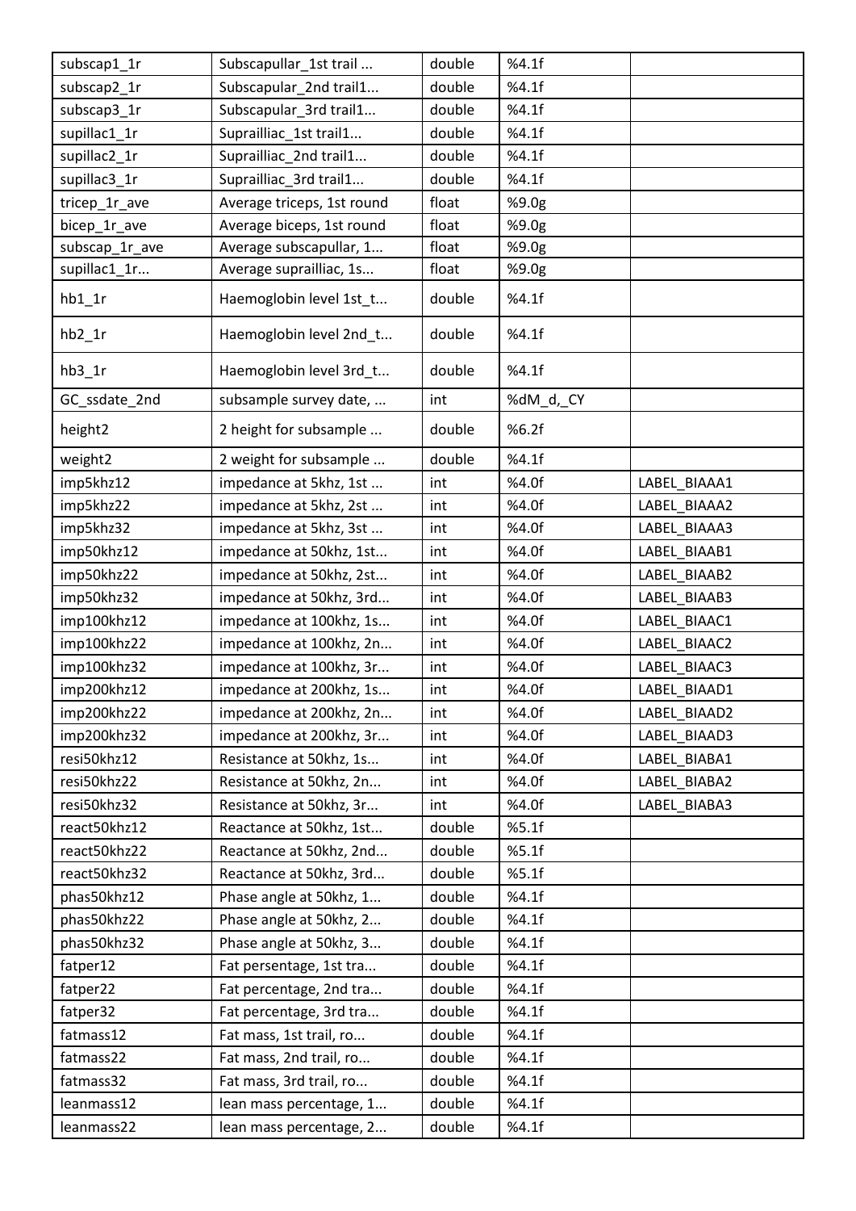| subscap1_1r | Subscapullar_1st trail ... | double | %4.1f | |
|---|---|---|---|---|
| subscap2_1r | Subscapular_2nd trail1... | double | %4.1f | |
| subscap3_1r | Subscapular_3rd trail1... | double | %4.1f | |
| supillac1_1r | Suprailliac_1st trail1... | double | %4.1f | |
| supillac2_1r | Suprailliac_2nd trail1... | double | %4.1f | |
| supillac3_1r | Suprailliac_3rd trail1... | double | %4.1f | |
| tricep_1r_ave | Average triceps, 1st round | float | %9.0g | |
| bicep_1r_ave | Average biceps, 1st round | float | %9.0g | |
| subscap_1r_ave | Average subscapullar, 1... | float | %9.0g | |
| supillac1_1r... | Average suprailliac, 1s... | float | %9.0g | |
| hb1_1r | Haemoglobin level 1st_t... | double | %4.1f | |
| hb2_1r | Haemoglobin level 2nd_t... | double | %4.1f | |
| hb3_1r | Haemoglobin level 3rd_t... | double | %4.1f | |
| GC_ssdate_2nd | subsample survey date, ... | int | %dM_d,_CY | |
| height2 | 2 height for subsample ... | double | %6.2f | |
| weight2 | 2 weight for subsample ... | double | %4.1f | |
| imp5khz12 | impedance at 5khz, 1st ... | int | %4.0f | LABEL_BIAAA1 |
| imp5khz22 | impedance at 5khz, 2st ... | int | %4.0f | LABEL_BIAAA2 |
| imp5khz32 | impedance at 5khz, 3st ... | int | %4.0f | LABEL_BIAAA3 |
| imp50khz12 | impedance at 50khz, 1st... | int | %4.0f | LABEL_BIAAB1 |
| imp50khz22 | impedance at 50khz, 2st... | int | %4.0f | LABEL_BIAAB2 |
| imp50khz32 | impedance at 50khz, 3rd... | int | %4.0f | LABEL_BIAAB3 |
| imp100khz12 | impedance at 100khz, 1s... | int | %4.0f | LABEL_BIAAC1 |
| imp100khz22 | impedance at 100khz, 2n... | int | %4.0f | LABEL_BIAAC2 |
| imp100khz32 | impedance at 100khz, 3r... | int | %4.0f | LABEL_BIAAC3 |
| imp200khz12 | impedance at 200khz, 1s... | int | %4.0f | LABEL_BIAAD1 |
| imp200khz22 | impedance at 200khz, 2n... | int | %4.0f | LABEL_BIAAD2 |
| imp200khz32 | impedance at 200khz, 3r... | int | %4.0f | LABEL_BIAAD3 |
| resi50khz12 | Resistance at 50khz, 1s... | int | %4.0f | LABEL_BIABA1 |
| resi50khz22 | Resistance at 50khz, 2n... | int | %4.0f | LABEL_BIABA2 |
| resi50khz32 | Resistance at 50khz, 3r... | int | %4.0f | LABEL_BIABA3 |
| react50khz12 | Reactance at 50khz, 1st... | double | %5.1f | |
| react50khz22 | Reactance at 50khz, 2nd... | double | %5.1f | |
| react50khz32 | Reactance at 50khz, 3rd... | double | %5.1f | |
| phas50khz12 | Phase angle at 50khz, 1... | double | %4.1f | |
| phas50khz22 | Phase angle at 50khz, 2... | double | %4.1f | |
| phas50khz32 | Phase angle at 50khz, 3... | double | %4.1f | |
| fatper12 | Fat persentage, 1st tra... | double | %4.1f | |
| fatper22 | Fat percentage, 2nd tra... | double | %4.1f | |
| fatper32 | Fat percentage, 3rd tra... | double | %4.1f | |
| fatmass12 | Fat mass, 1st trail, ro... | double | %4.1f | |
| fatmass22 | Fat mass, 2nd trail, ro... | double | %4.1f | |
| fatmass32 | Fat mass, 3rd trail, ro... | double | %4.1f | |
| leanmass12 | lean mass percentage, 1... | double | %4.1f | |
| leanmass22 | lean mass percentage, 2... | double | %4.1f | |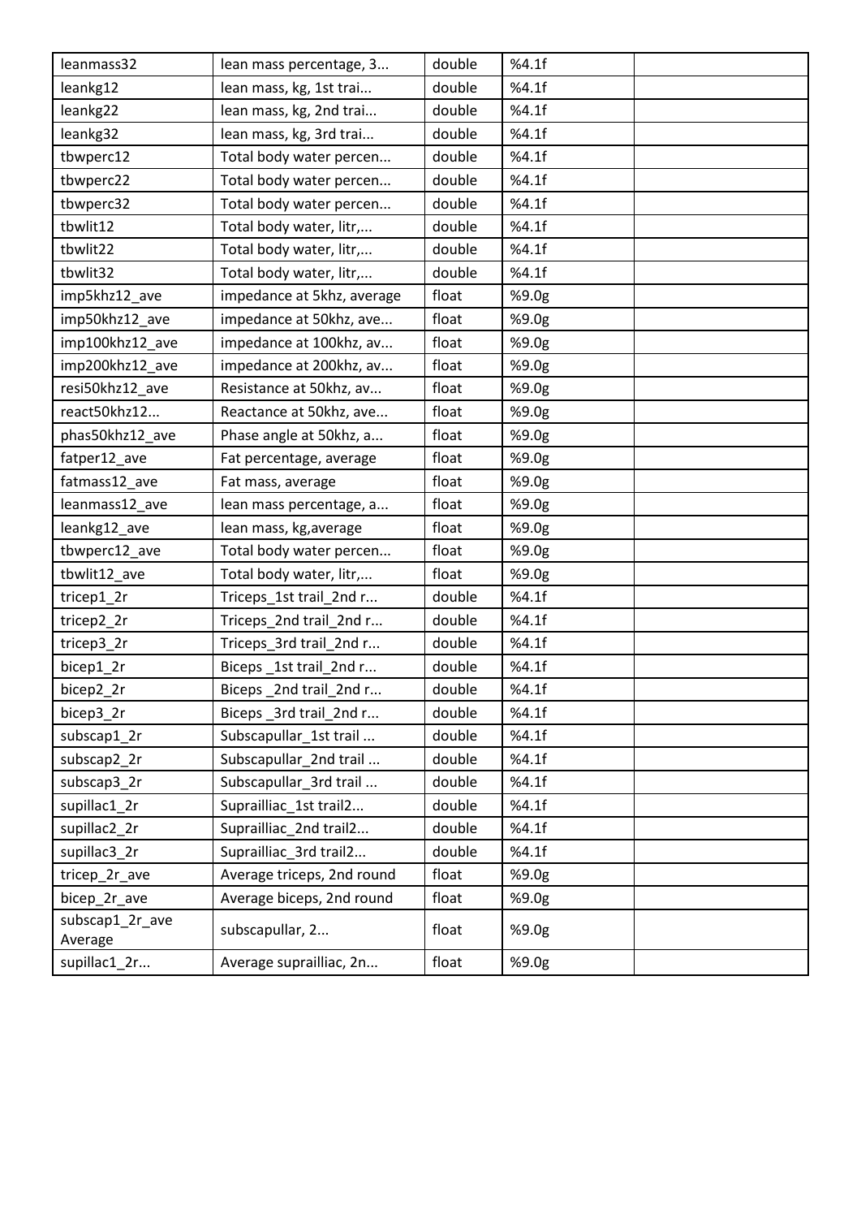| | | | | |
|---|---|---|---|---|
| leanmass32 | lean mass percentage, 3... | double | %4.1f | |
| leankg12 | lean mass, kg, 1st trai... | double | %4.1f | |
| leankg22 | lean mass, kg, 2nd trai... | double | %4.1f | |
| leankg32 | lean mass, kg, 3rd trai... | double | %4.1f | |
| tbwperc12 | Total body water percen... | double | %4.1f | |
| tbwperc22 | Total body water percen... | double | %4.1f | |
| tbwperc32 | Total body water percen... | double | %4.1f | |
| tbwlit12 | Total body water, litr,... | double | %4.1f | |
| tbwlit22 | Total body water, litr,... | double | %4.1f | |
| tbwlit32 | Total body water, litr,... | double | %4.1f | |
| imp5khz12_ave | impedance at 5khz, average | float | %9.0g | |
| imp50khz12_ave | impedance at 50khz, ave... | float | %9.0g | |
| imp100khz12_ave | impedance at 100khz, av... | float | %9.0g | |
| imp200khz12_ave | impedance at 200khz, av... | float | %9.0g | |
| resi50khz12_ave | Resistance at 50khz, av... | float | %9.0g | |
| react50khz12... | Reactance at 50khz, ave... | float | %9.0g | |
| phas50khz12_ave | Phase angle at 50khz, a... | float | %9.0g | |
| fatper12_ave | Fat percentage, average | float | %9.0g | |
| fatmass12_ave | Fat mass, average | float | %9.0g | |
| leanmass12_ave | lean mass percentage, a... | float | %9.0g | |
| leankg12_ave | lean mass, kg,average | float | %9.0g | |
| tbwperc12_ave | Total body water percen... | float | %9.0g | |
| tbwlit12_ave | Total body water, litr,... | float | %9.0g | |
| tricep1_2r | Triceps_1st trail_2nd r... | double | %4.1f | |
| tricep2_2r | Triceps_2nd trail_2nd r... | double | %4.1f | |
| tricep3_2r | Triceps_3rd trail_2nd r... | double | %4.1f | |
| bicep1_2r | Biceps _1st trail_2nd r... | double | %4.1f | |
| bicep2_2r | Biceps _2nd trail_2nd r... | double | %4.1f | |
| bicep3_2r | Biceps _3rd trail_2nd r... | double | %4.1f | |
| subscap1_2r | Subscapullar_1st trail ... | double | %4.1f | |
| subscap2_2r | Subscapullar_2nd trail ... | double | %4.1f | |
| subscap3_2r | Subscapullar_3rd trail ... | double | %4.1f | |
| supillac1_2r | Suprailliac_1st trail2... | double | %4.1f | |
| supillac2_2r | Suprailliac_2nd trail2... | double | %4.1f | |
| supillac3_2r | Suprailliac_3rd trail2... | double | %4.1f | |
| tricep_2r_ave | Average triceps, 2nd round | float | %9.0g | |
| bicep_2r_ave | Average biceps, 2nd round | float | %9.0g | |
| subscap1_2r_ave Average | subscapullar, 2... | float | %9.0g | |
| supillac1_2r... | Average suprailliac, 2n... | float | %9.0g | |